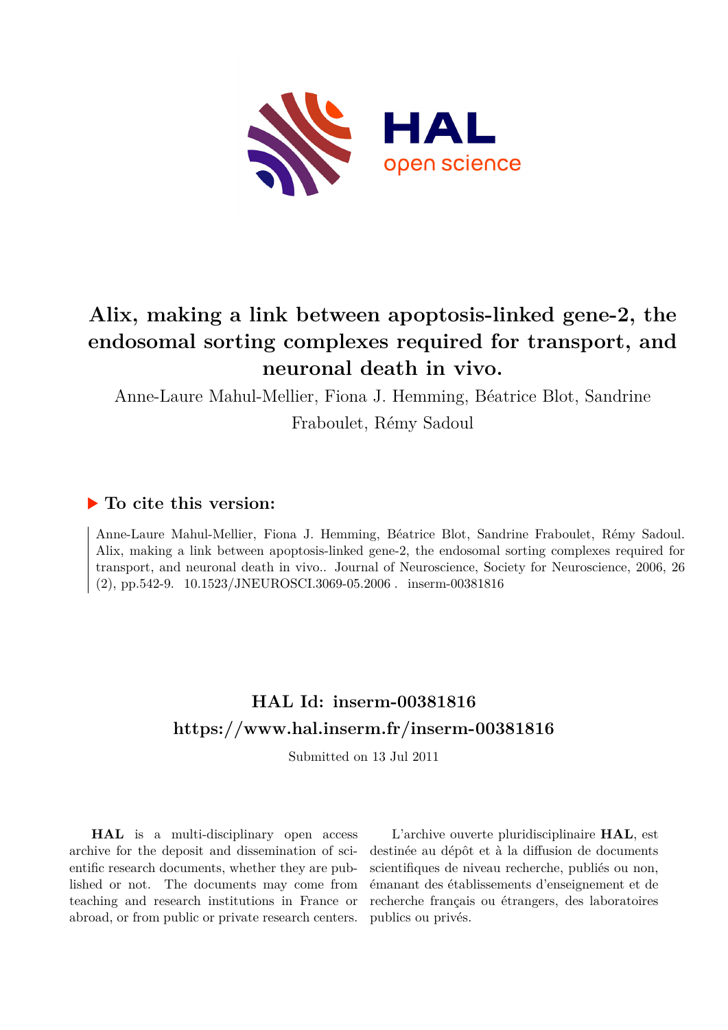# Alix, making a link between apoptosis-linked gene-2, the endosomal sorting complexes required for transport, and neuronal death in vivo.

Anne-Laure Mahul-Mellier, Fiona J. Hemming, Béatrice Blot, Sandrine Fraboulet, Rémy Sadoul

## ▶ To cite this version:

Anne-Laure Mahul-Mellier, Fiona J. Hemming, Béatrice Blot, Sandrine Fraboulet, Rémy Sadoul. Alix, making a link between apoptosis-linked gene-2, the endosomal sorting complexes required for transport, and neuronal death in vivo.. Journal of Neuroscience, Society for Neuroscience, 2006, 26 (2), pp.542-9. 10.1523/JNEUROSCI.3069-05.2006 . inserm-00381816

## HAL Id: inserm-00381816
## https://www.hal.inserm.fr/inserm-00381816

Submitted on 13 Jul 2011

**HAL** is a multi-disciplinary open access archive for the deposit and dissemination of scientific research documents, whether they are published or not. The documents may come from teaching and research institutions in France or abroad, or from public or private research centers.

L'archive ouverte pluridisciplinaire **HAL**, est destinée au dépôt et à la diffusion de documents scientifiques de niveau recherche, publiés ou non, émanant des établissements d'enseignement et de recherche français ou étrangers, des laboratoires publics ou privés.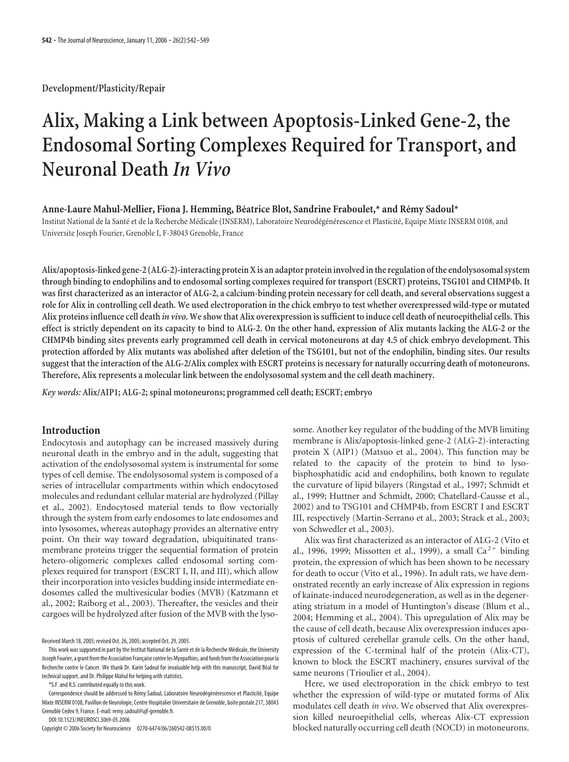Development/Plasticity/Repair

# Alix, Making a Link between Apoptosis-Linked Gene-2, the Endosomal Sorting Complexes Required for Transport, and Neuronal Death *In Vivo*

**Anne-Laure Mahul-Mellier, Fiona J. Hemming, Béatrice Blot, Sandrine Fraboulet,\* and Rémy Sadoul\***

Institut National de la Santé et de la Recherche Médicale (INSERM), Laboratoire Neurodégénérescence et Plasticité, Equipe Mixte INSERM 0108, and Universite Joseph Fourier, Grenoble I, F-38043 Grenoble, France

**Alix/apoptosis-linked gene-2 (ALG-2)-interacting protein X is an adaptor protein involved in the regulation of the endolysosomal system through binding to endophilins and to endosomal sorting complexes required for transport (ESCRT) proteins, TSG101 and CHMP4b. It was first characterized as an interactor of ALG-2, a calcium-binding protein necessary for cell death, and several observations suggest a role for Alix in controlling cell death. We used electroporation in the chick embryo to test whether overexpressed wild-type or mutated Alix proteins influence cell death *in vivo*. We show that Alix overexpression is sufficient to induce cell death of neuroepithelial cells. This effect is strictly dependent on its capacity to bind to ALG-2. On the other hand, expression of Alix mutants lacking the ALG-2 or the CHMP4b binding sites prevents early programmed cell death in cervical motoneurons at day 4.5 of chick embryo development. This protection afforded by Alix mutants was abolished after deletion of the TSG101, but not of the endophilin, binding sites. Our results suggest that the interaction of the ALG-2/Alix complex with ESCRT proteins is necessary for naturally occurring death of motoneurons. Therefore, Alix represents a molecular link between the endolysosomal system and the cell death machinery.**

*Key words:* **Alix/AIP1; ALG-2; spinal motoneurons; programmed cell death; ESCRT; embryo**

## Introduction

Endocytosis and autophagy can be increased massively during neuronal death in the embryo and in the adult, suggesting that activation of the endolysosomal system is instrumental for some types of cell demise. The endolysosomal system is composed of a series of intracellular compartments within which endocytosed molecules and redundant cellular material are hydrolyzed (Pillay et al., 2002). Endocytosed material tends to flow vectorially through the system from early endosomes to late endosomes and into lysosomes, whereas autophagy provides an alternative entry point. On their way toward degradation, ubiquitinated transmembrane proteins trigger the sequential formation of protein hetero-oligomeric complexes called endosomal sorting complexes required for transport (ESCRT I, II, and III), which allow their incorporation into vesicles budding inside intermediate endosomes called the multivesicular bodies (MVB) (Katzmann et al., 2002; Raiborg et al., 2003). Thereafter, the vesicles and their cargoes will be hydrolyzed after fusion of the MVB with the lysosome. Another key regulator of the budding of the MVB limiting membrane is Alix/apoptosis-linked gene-2 (ALG-2)-interacting protein X (AIP1) (Matsuo et al., 2004). This function may be related to the capacity of the protein to bind to lysobisphosphatidic acid and endophilins, both known to regulate the curvature of lipid bilayers (Ringstad et al., 1997; Schmidt et al., 1999; Huttner and Schmidt, 2000; Chatellard-Causse et al., 2002) and to TSG101 and CHMP4b, from ESCRT I and ESCRT III, respectively (Martin-Serrano et al., 2003; Strack et al., 2003; von Schwedler et al., 2003).

Alix was first characterized as an interactor of ALG-2 (Vito et al., 1996, 1999; Missotten et al., 1999), a small $Ca^{2+}$ binding protein, the expression of which has been shown to be necessary for death to occur (Vito et al., 1996). In adult rats, we have demonstrated recently an early increase of Alix expression in regions of kainate-induced neurodegeneration, as well as in the degenerating striatum in a model of Huntington's disease (Blum et al., 2004; Hemming et al., 2004). This upregulation of Alix may be the cause of cell death, because Alix overexpression induces apoptosis of cultured cerebellar granule cells. On the other hand, expression of the C-terminal half of the protein (Alix-CT), known to block the ESCRT machinery, ensures survival of the same neurons (Trioulier et al., 2004).

Here, we used electroporation in the chick embryo to test whether the expression of wild-type or mutated forms of Alix modulates cell death *in vivo*. We observed that Alix overexpression killed neuroepithelial cells, whereas Alix-CT expression blocked naturally occurring cell death (NOCD) in motoneurons.

Received March 18, 2005; revised Oct. 26, 2005; accepted Oct. 29, 2005.

This work was supported in part by the Institut National de la Santé et de la Recherche Médicale, the University Joseph Fourier, a grant from the Association Française contre les Myopathies, and funds from the Association pour la Recherche contre le Cancer. We thank Dr. Karin Sadoul for invaluable help with this manuscript, David Béal for technical support, and Dr. Philippe Mahul for helping with statistics.

\*S.F. and R.S. contributed equally to this work.

Correspondence should be addressed to Rémy Sadoul, Laboratoire Neurodégénérescence et Plasticité, Equipe Mixte INSERM 0108, Pavillon de Neurologie, Centre Hospitalier Universitaire de Grenoble, boite postale 217, 38043 Grenoble Cedex 9, France. E-mail: remy.sadoul@ujf-grenoble.fr.

DOI:10.1523/JNEUROSCI.3069-05.2006

Copyright © 2006 Society for Neuroscience 0270-6474/06/260542-08$15.00/0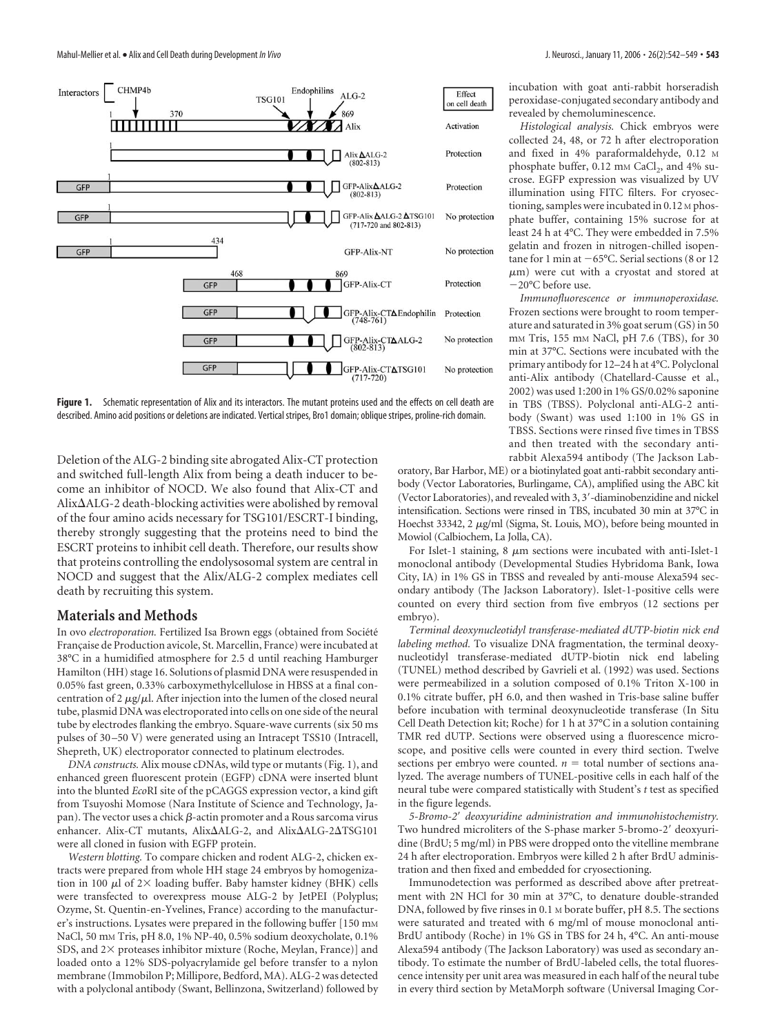Figure 1. Schematic representation of Alix and its interactors. The mutant proteins used and the effects on cell death are described. Amino acid positions or deletions are indicated. Vertical stripes, Bro1 domain; oblique stripes, proline-rich domain.

Deletion of the ALG-2 binding site abrogated Alix-CT protection and switched full-length Alix from being a death inducer to become an inhibitor of NOCD. We also found that Alix-CT and AlixΔALG-2 death-blocking activities were abolished by removal of the four amino acids necessary for TSG101/ESCRT-I binding, thereby strongly suggesting that the proteins need to bind the ESCRT proteins to inhibit cell death. Therefore, our results show that proteins controlling the endolysosomal system are central in NOCD and suggest that the Alix/ALG-2 complex mediates cell death by recruiting this system.

## Materials and Methods

*In ovo electroporation.* Fertilized Isa Brown eggs (obtained from Société Française de Production avicole, St. Marcellin, France) were incubated at 38°C in a humidified atmosphere for 2.5 d until reaching Hamburger Hamilton (HH) stage 16. Solutions of plasmid DNA were resuspended in 0.05% fast green, 0.33% carboxymethylcellulose in HBSS at a final concentration of 2 μg/μl. After injection into the lumen of the closed neural tube, plasmid DNA was electroporated into cells on one side of the neural tube by electrodes flanking the embryo. Square-wave currents (six 50 ms pulses of 30–50 V) were generated using an Intracept TSS10 (Intracell, Shepreth, UK) electroporator connected to platinum electrodes.

*DNA constructs.* Alix mouse cDNAs, wild type or mutants (Fig. 1), and enhanced green fluorescent protein (EGFP) cDNA were inserted blunt into the blunted *Eco*RI site of the pCAGGS expression vector, a kind gift from Tsuyoshi Momose (Nara Institute of Science and Technology, Japan). The vector uses a chick β-actin promoter and a Rous sarcoma virus enhancer. Alix-CT mutants, AlixΔALG-2, and AlixΔALG-2ΔTSG101 were all cloned in fusion with EGFP protein.

*Western blotting.* To compare chicken and rodent ALG-2, chicken extracts were prepared from whole HH stage 24 embryos by homogenization in 100 μl of 2× loading buffer. Baby hamster kidney (BHK) cells were transfected to overexpress mouse ALG-2 by JetPEI (Polyplus; Ozyme, St. Quentin-en-Yvelines, France) according to the manufacturer's instructions. Lysates were prepared in the following buffer [150 mM NaCl, 50 mM Tris, pH 8.0, 1% NP-40, 0.5% sodium deoxycholate, 0.1% SDS, and 2× proteases inhibitor mixture (Roche, Meylan, France)] and loaded onto a 12% SDS-polyacrylamide gel before transfer to a nylon membrane (Immobilon P; Millipore, Bedford, MA). ALG-2 was detected with a polyclonal antibody (Swant, Bellinzona, Switzerland) followed by incubation with goat anti-rabbit horseradish peroxidase-conjugated secondary antibody and revealed by chemoluminescence.

*Histological analysis.* Chick embryos were collected 24, 48, or 72 h after electroporation and fixed in 4% paraformaldehyde, 0.12 M phosphate buffer, 0.12 mM $CaCl_2$, and 4% sucrose. EGFP expression was visualized by UV illumination using FITC filters. For cryosectioning, samples were incubated in 0.12 M phosphate buffer, containing 15% sucrose for at least 24 h at 4°C. They were embedded in 7.5% gelatin and frozen in nitrogen-chilled isopentane for 1 min at −65°C. Serial sections (8 or 12 μm) were cut with a cryostat and stored at −20°C before use.

*Immunofluorescence or immunoperoxidase.* Frozen sections were brought to room temperature and saturated in 3% goat serum (GS) in 50 mM Tris, 155 mM NaCl, pH 7.6 (TBS), for 30 min at 37°C. Sections were incubated with the primary antibody for 12–24 h at 4°C. Polyclonal anti-Alix antibody (Chatellard-Causse et al., 2002) was used 1:200 in 1% GS/0.02% saponine in TBS (TBSS). Polyclonal anti-ALG-2 antibody (Swant) was used 1:100 in 1% GS in TBSS. Sections were rinsed five times in TBSS and then treated with the secondary anti-rabbit Alexa594 antibody (The Jackson Laboratory, Bar Harbor, ME) or a biotinylated goat anti-rabbit secondary antibody (Vector Laboratories, Burlingame, CA), amplified using the ABC kit (Vector Laboratories), and revealed with 3, 3′-diaminobenzidine and nickel intensification. Sections were rinsed in TBS, incubated 30 min at 37°C in Hoechst 33342, 2 μg/ml (Sigma, St. Louis, MO), before being mounted in Mowiol (Calbiochem, La Jolla, CA).

For Islet-1 staining, 8 μm sections were incubated with anti-Islet-1 monoclonal antibody (Developmental Studies Hybridoma Bank, Iowa City, IA) in 1% GS in TBSS and revealed by anti-mouse Alexa594 secondary antibody (The Jackson Laboratory). Islet-1-positive cells were counted on every third section from five embryos (12 sections per embryo).

*Terminal deoxynucleotidyl transferase-mediated dUTP-biotin nick end labeling method.* To visualize DNA fragmentation, the terminal deoxynucleotidyl transferase-mediated dUTP-biotin nick end labeling (TUNEL) method described by Gavrieli et al. (1992) was used. Sections were permeabilized in a solution composed of 0.1% Triton X-100 in 0.1% citrate buffer, pH 6.0, and then washed in Tris-base saline buffer before incubation with terminal deoxynucleotide transferase (In Situ Cell Death Detection kit; Roche) for 1 h at 37°C in a solution containing TMR red dUTP. Sections were observed using a fluorescence microscope, and positive cells were counted in every third section. Twelve sections per embryo were counted. $n$ = total number of sections analyzed. The average numbers of TUNEL-positive cells in each half of the neural tube were compared statistically with Student's $t$ test as specified in the figure legends.

*5-Bromo-2′ deoxyuridine administration and immunohistochemistry.* Two hundred microliters of the S-phase marker 5-bromo-2′ deoxyuridine (BrdU; 5 mg/ml) in PBS were dropped onto the vitelline membrane 24 h after electroporation. Embryos were killed 2 h after BrdU administration and then fixed and embedded for cryosectioning.

Immunodetection was performed as described above after pretreatment with 2N HCl for 30 min at 37°C, to denature double-stranded DNA, followed by five rinses in 0.1 M borate buffer, pH 8.5. The sections were saturated and treated with 6 mg/ml of mouse monoclonal anti-BrdU antibody (Roche) in 1% GS in TBS for 24 h, 4°C. An anti-mouse Alexa594 antibody (The Jackson Laboratory) was used as secondary antibody. To estimate the number of BrdU-labeled cells, the total fluorescence intensity per unit area was measured in each half of the neural tube in every third section by MetaMorph software (Universal Imaging Cor-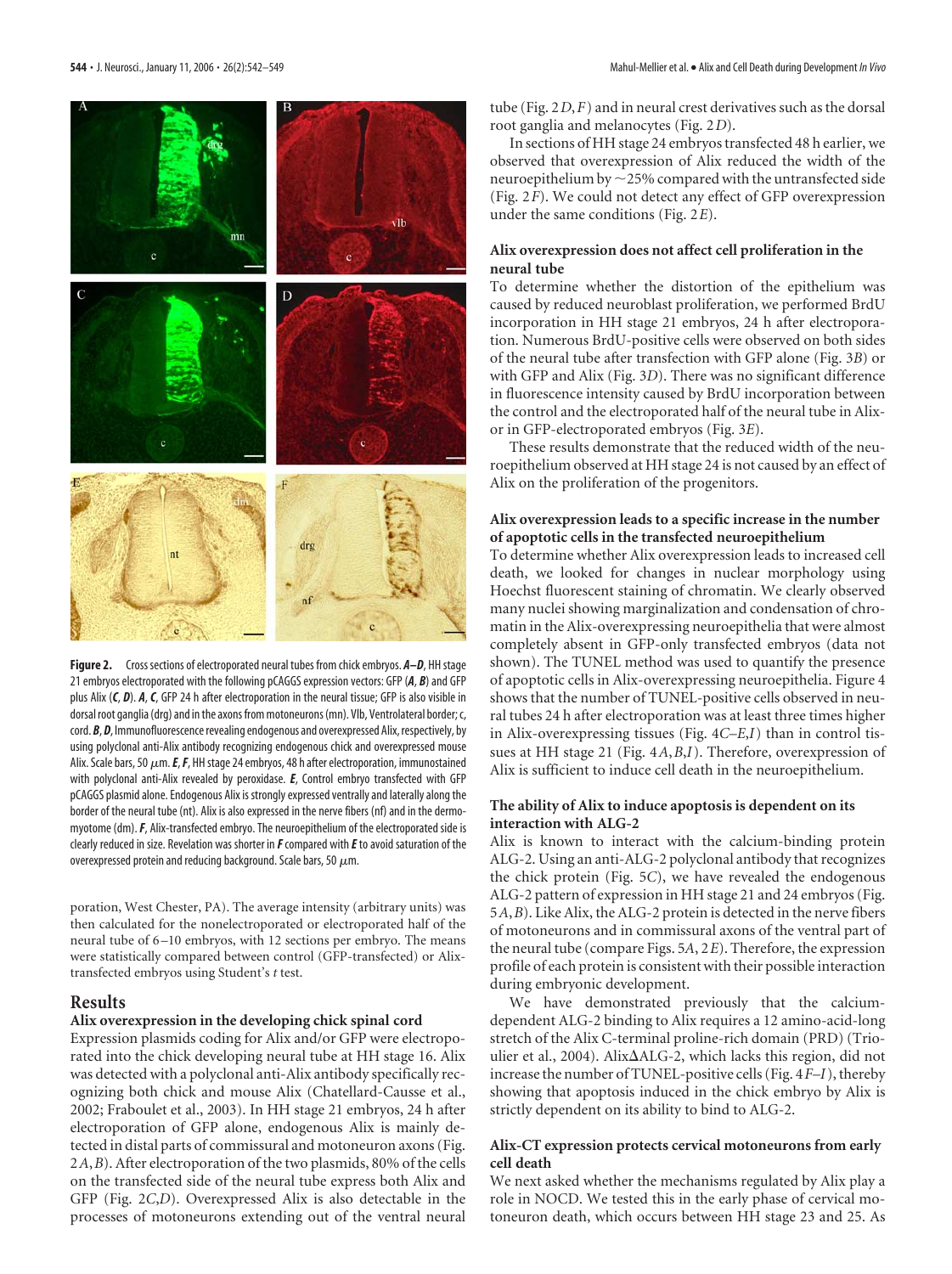**Figure 2.** Cross sections of electroporated neural tubes from chick embryos. ***A–D***, HH stage 21 embryos electroporated with the following pCAGGS expression vectors: GFP (***A***, ***B***) and GFP plus Alix (***C***, ***D***). ***A***, ***C***, GFP 24 h after electroporation in the neural tissue; GFP is also visible in dorsal root ganglia (drg) and in the axons from motoneurons (mn). Vlb, Ventrolateral border; c, cord. ***B***, ***D***, Immunofluorescence revealing endogenous and overexpressed Alix, respectively, by using polyclonal anti-Alix antibody recognizing endogenous chick and overexpressed mouse Alix. Scale bars, 50 μm. ***E***, ***F***, HH stage 24 embryos, 48 h after electroporation, immunostained with polyclonal anti-Alix revealed by peroxidase. ***E***, Control embryo transfected with GFP pCAGGS plasmid alone. Endogenous Alix is strongly expressed ventrally and laterally along the border of the neural tube (nt). Alix is also expressed in the nerve fibers (nf) and in the dermomyotome (dm). ***F***, Alix-transfected embryo. The neuroepithelium of the electroporated side is clearly reduced in size. Revelation was shorter in ***F*** compared with ***E*** to avoid saturation of the overexpressed protein and reducing background. Scale bars, 50 μm.

poration, West Chester, PA). The average intensity (arbitrary units) was then calculated for the nonelectroporated or electroporated half of the neural tube of 6–10 embryos, with 12 sections per embryo. The means were statistically compared between control (GFP-transfected) or Alix-transfected embryos using Student's *t* test.

## Results

### Alix overexpression in the developing chick spinal cord

Expression plasmids coding for Alix and/or GFP were electroporated into the chick developing neural tube at HH stage 16. Alix was detected with a polyclonal anti-Alix antibody specifically recognizing both chick and mouse Alix (Chatellard-Causse et al., 2002; Fraboulet et al., 2003). In HH stage 21 embryos, 24 h after electroporation of GFP alone, endogenous Alix is mainly detected in distal parts of commissural and motoneuron axons (Fig. 2*A*,*B*). After electroporation of the two plasmids, 80% of the cells on the transfected side of the neural tube express both Alix and GFP (Fig. 2*C*,*D*). Overexpressed Alix is also detectable in the processes of motoneurons extending out of the ventral neural tube (Fig. 2*D*,*F*) and in neural crest derivatives such as the dorsal root ganglia and melanocytes (Fig. 2*D*).

In sections of HH stage 24 embryos transfected 48 h earlier, we observed that overexpression of Alix reduced the width of the neuroepithelium by ~25% compared with the untransfected side (Fig. 2*F*). We could not detect any effect of GFP overexpression under the same conditions (Fig. 2*E*).

### Alix overexpression does not affect cell proliferation in the neural tube

To determine whether the distortion of the epithelium was caused by reduced neuroblast proliferation, we performed BrdU incorporation in HH stage 21 embryos, 24 h after electroporation. Numerous BrdU-positive cells were observed on both sides of the neural tube after transfection with GFP alone (Fig. 3*B*) or with GFP and Alix (Fig. 3*D*). There was no significant difference in fluorescence intensity caused by BrdU incorporation between the control and the electroporated half of the neural tube in Alix- or in GFP-electroporated embryos (Fig. 3*E*).

These results demonstrate that the reduced width of the neuroepithelium observed at HH stage 24 is not caused by an effect of Alix on the proliferation of the progenitors.

### Alix overexpression leads to a specific increase in the number of apoptotic cells in the transfected neuroepithelium

To determine whether Alix overexpression leads to increased cell death, we looked for changes in nuclear morphology using Hoechst fluorescent staining of chromatin. We clearly observed many nuclei showing marginalization and condensation of chromatin in the Alix-overexpressing neuroepithelia that were almost completely absent in GFP-only transfected embryos (data not shown). The TUNEL method was used to quantify the presence of apoptotic cells in Alix-overexpressing neuroepithelia. Figure 4 shows that the number of TUNEL-positive cells observed in neural tubes 24 h after electroporation was at least three times higher in Alix-overexpressing tissues (Fig. 4*C–E*,*I*) than in control tissues at HH stage 21 (Fig. 4*A*,*B*,*I*). Therefore, overexpression of Alix is sufficient to induce cell death in the neuroepithelium.

### The ability of Alix to induce apoptosis is dependent on its interaction with ALG-2

Alix is known to interact with the calcium-binding protein ALG-2. Using an anti-ALG-2 polyclonal antibody that recognizes the chick protein (Fig. 5*C*), we have revealed the endogenous ALG-2 pattern of expression in HH stage 21 and 24 embryos (Fig. 5*A*,*B*). Like Alix, the ALG-2 protein is detected in the nerve fibers of motoneurons and in commissural axons of the ventral part of the neural tube (compare Figs. 5*A*, 2*E*). Therefore, the expression profile of each protein is consistent with their possible interaction during embryonic development.

We have demonstrated previously that the calcium-dependent ALG-2 binding to Alix requires a 12 amino-acid-long stretch of the Alix C-terminal proline-rich domain (PRD) (Trioulier et al., 2004). AlixΔALG-2, which lacks this region, did not increase the number of TUNEL-positive cells (Fig. 4*F–I*), thereby showing that apoptosis induced in the chick embryo by Alix is strictly dependent on its ability to bind to ALG-2.

### Alix-CT expression protects cervical motoneurons from early cell death

We next asked whether the mechanisms regulated by Alix play a role in NOCD. We tested this in the early phase of cervical motoneuron death, which occurs between HH stage 23 and 25. As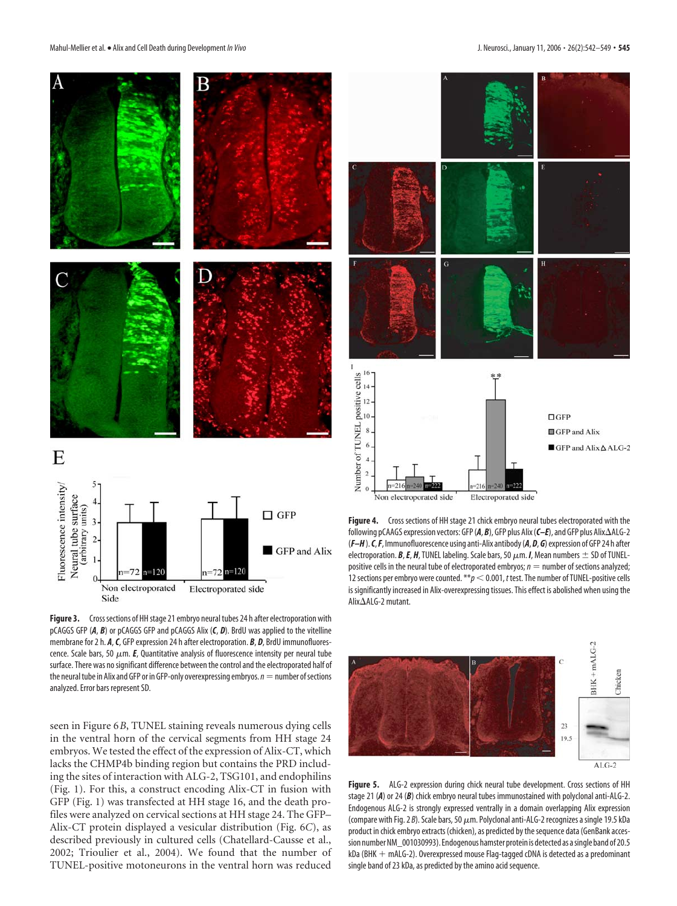**Figure 3.** Cross sections of HH stage 21 embryo neural tubes 24 h after electroporation with pCAGGS GFP (***A***, ***B***) or pCAGGS GFP and pCAGGS Alix (***C***, ***D***). BrdU was applied to the vitelline membrane for 2 h. ***A***, ***C***, GFP expression 24 h after electroporation. ***B***, ***D***, BrdU immunofluorescence. Scale bars, 50 μm. ***E***, Quantitative analysis of fluorescence intensity per neural tube surface. There was no significant difference between the control and the electroporated half of the neural tube in Alix and GFP or in GFP-only overexpressing embryos. *n* = number of sections analyzed. Error bars represent SD.

seen in Figure 6*B*, TUNEL staining reveals numerous dying cells in the ventral horn of the cervical segments from HH stage 24 embryos. We tested the effect of the expression of Alix-CT, which lacks the CHMP4b binding region but contains the PRD including the sites of interaction with ALG-2, TSG101, and endophilins (Fig. 1). For this, a construct encoding Alix-CT in fusion with GFP (Fig. 1) was transfected at HH stage 16, and the death profiles were analyzed on cervical sections at HH stage 24. The GFP–Alix-CT protein displayed a vesicular distribution (Fig. 6*C*), as described previously in cultured cells (Chatellard-Causse et al., 2002; Trioulier et al., 2004). We found that the number of TUNEL-positive motoneurons in the ventral horn was reduced

**Figure 4.** Cross sections of HH stage 21 chick embryo neural tubes electroporated with the following pCAAGS expression vectors: GFP (***A***, ***B***), GFP plus Alix (***C–E***), and GFP plus AlixΔALG-2 (***F–H***). ***C***, ***F***, Immunofluorescence using anti-Alix antibody (***A***, ***D***, ***G***) expression of GFP 24 h after electroporation. ***B***, ***E***, ***H***, TUNEL labeling. Scale bars, 50 μm. ***I***, Mean numbers ± SD of TUNEL-positive cells in the neural tube of electroporated embryos; *n* = number of sections analyzed; 12 sections per embryo were counted. $^{**}p < 0.001$, *t* test. The number of TUNEL-positive cells is significantly increased in Alix-overexpressing tissues. This effect is abolished when using the AlixΔALG-2 mutant.

**Figure 5.** ALG-2 expression during chick neural tube development. Cross sections of HH stage 21 (***A***) or 24 (***B***) chick embryo neural tubes immunostained with polyclonal anti-ALG-2. Endogenous ALG-2 is strongly expressed ventrally in a domain overlapping Alix expression (compare with Fig. 2*B*). Scale bars, 50 μm. Polyclonal anti-ALG-2 recognizes a single 19.5 kDa product in chick embryo extracts (chicken), as predicted by the sequence data (GenBank accession number NM_001030993). Endogenous hamster protein is detected as a single band of 20.5 kDa (BHK + mALG-2). Overexpressed mouse Flag-tagged cDNA is detected as a predominant single band of 23 kDa, as predicted by the amino acid sequence.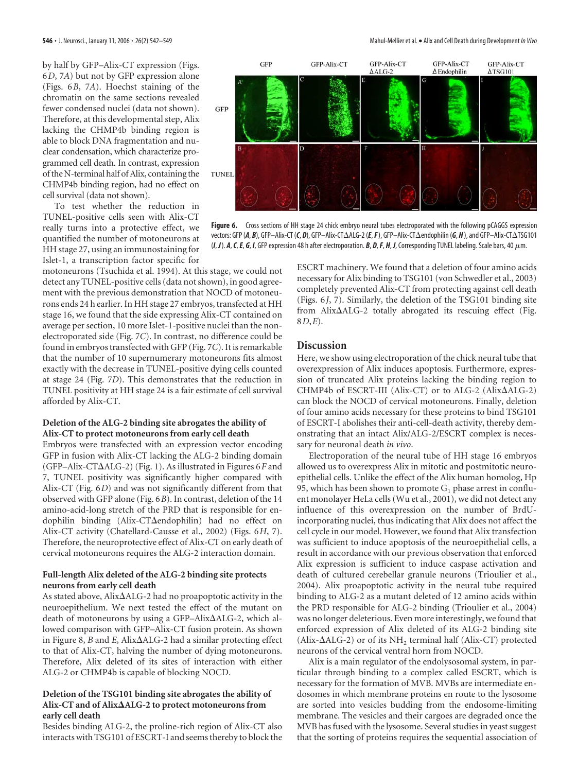by half by GFP–Alix-CT expression (Figs. 6*D*, 7*A*) but not by GFP expression alone (Figs. 6*B*, 7*A*). Hoechst staining of the chromatin on the same sections revealed fewer condensed nuclei (data not shown). Therefore, at this developmental step, Alix lacking the CHMP4b binding region is able to block DNA fragmentation and nuclear condensation, which characterize programmed cell death. In contrast, expression of the N-terminal half of Alix, containing the CHMP4b binding region, had no effect on cell survival (data not shown).

To test whether the reduction in TUNEL-positive cells seen with Alix-CT really turns into a protective effect, we quantified the number of motoneurons at HH stage 27, using an immunostaining for Islet-1, a transcription factor specific for motoneurons (Tsuchida et al. 1994). At this stage, we could not detect any TUNEL-positive cells (data not shown), in good agreement with the previous demonstration that NOCD of motoneurons ends 24 h earlier. In HH stage 27 embryos, transfected at HH stage 16, we found that the side expressing Alix-CT contained on average per section, 10 more Islet-1-positive nuclei than the nonelectroporated side (Fig. 7*C*). In contrast, no difference could be found in embryos transfected with GFP (Fig. 7*C*). It is remarkable that the number of 10 supernumerary motoneurons fits almost exactly with the decrease in TUNEL-positive dying cells counted at stage 24 (Fig. 7*D*). This demonstrates that the reduction in TUNEL positivity at HH stage 24 is a fair estimate of cell survival afforded by Alix-CT.

**Figure 6.** Cross sections of HH stage 24 chick embryo neural tubes electroporated with the following pCAGGS expression vectors: GFP (***A***, ***B***), GFP–Alix-CT (***C***, ***D***), GFP–Alix-CTΔALG-2 (***E***, ***F***), GFP–Alix-CTΔendophilin (***G***, ***H***), and GFP–Alix-CTΔTSG101 (***I***, ***J***). ***A***, ***C***, ***E***, ***G***, ***I***, GFP expression 48 h after electroporation. ***B***, ***D***, ***F***, ***H***, ***J***, Corresponding TUNEL labeling. Scale bars, 40 μm.

### Deletion of the ALG-2 binding site abrogates the ability of Alix-CT to protect motoneurons from early cell death

Embryos were transfected with an expression vector encoding GFP in fusion with Alix-CT lacking the ALG-2 binding domain (GFP–Alix-CTΔALG-2) (Fig. 1). As illustrated in Figures 6*F* and 7, TUNEL positivity was significantly higher compared with Alix-CT (Fig. 6*D*) and was not significantly different from that observed with GFP alone (Fig. 6*B*). In contrast, deletion of the 14 amino-acid-long stretch of the PRD that is responsible for endophilin binding (Alix-CTΔendophilin) had no effect on Alix-CT activity (Chatellard-Causse et al., 2002) (Figs. 6*H*, 7). Therefore, the neuroprotective effect of Alix-CT on early death of cervical motoneurons requires the ALG-2 interaction domain.

### Full-length Alix deleted of the ALG-2 binding site protects neurons from early cell death

As stated above, AlixΔALG-2 had no proapoptotic activity in the neuroepithelium. We next tested the effect of the mutant on death of motoneurons by using a GFP–AlixΔALG-2, which allowed comparison with GFP–Alix-CT fusion protein. As shown in Figure 8, *B* and *E*, AlixΔALG-2 had a similar protecting effect to that of Alix-CT, halving the number of dying motoneurons. Therefore, Alix deleted of its sites of interaction with either ALG-2 or CHMP4b is capable of blocking NOCD.

### Deletion of the TSG101 binding site abrogates the ability of Alix-CT and of AlixΔALG-2 to protect motoneurons from early cell death

Besides binding ALG-2, the proline-rich region of Alix-CT also interacts with TSG101 of ESCRT-I and seems thereby to block the ESCRT machinery. We found that a deletion of four amino acids necessary for Alix binding to TSG101 (von Schwedler et al., 2003) completely prevented Alix-CT from protecting against cell death (Figs. 6*J*, 7). Similarly, the deletion of the TSG101 binding site from AlixΔALG-2 totally abrogated its rescuing effect (Fig. 8*D*,*E*).

## Discussion

Here, we show using electroporation of the chick neural tube that overexpression of Alix induces apoptosis. Furthermore, expression of truncated Alix proteins lacking the binding region to CHMP4b of ESCRT-III (Alix-CT) or to ALG-2 (AlixΔALG-2) can block the NOCD of cervical motoneurons. Finally, deletion of four amino acids necessary for these proteins to bind TSG101 of ESCRT-I abolishes their anti-cell-death activity, thereby demonstrating that an intact Alix/ALG-2/ESCRT complex is necessary for neuronal death *in vivo*.

Electroporation of the neural tube of HH stage 16 embryos allowed us to overexpress Alix in mitotic and postmitotic neuroepithelial cells. Unlike the effect of the Alix human homolog, Hp 95, which has been shown to promote $G_1$ phase arrest in confluent monolayer HeLa cells (Wu et al., 2001), we did not detect any influence of this overexpression on the number of BrdU-incorporating nuclei, thus indicating that Alix does not affect the cell cycle in our model. However, we found that Alix transfection was sufficient to induce apoptosis of the neuroepithelial cells, a result in accordance with our previous observation that enforced Alix expression is sufficient to induce caspase activation and death of cultured cerebellar granule neurons (Trioulier et al., 2004). Alix proapoptotic activity in the neural tube required binding to ALG-2 as a mutant deleted of 12 amino acids within the PRD responsible for ALG-2 binding (Trioulier et al., 2004) was no longer deleterious. Even more interestingly, we found that enforced expression of Alix deleted of its ALG-2 binding site (Alix-ΔALG-2) or of its $NH_2$ terminal half (Alix-CT) protected neurons of the cervical ventral horn from NOCD.

Alix is a main regulator of the endolysosomal system, in particular through binding to a complex called ESCRT, which is necessary for the formation of MVB. MVBs are intermediate endosomes in which membrane proteins en route to the lysosome are sorted into vesicles budding from the endosome-limiting membrane. The vesicles and their cargoes are degraded once the MVB has fused with the lysosome. Several studies in yeast suggest that the sorting of proteins requires the sequential association of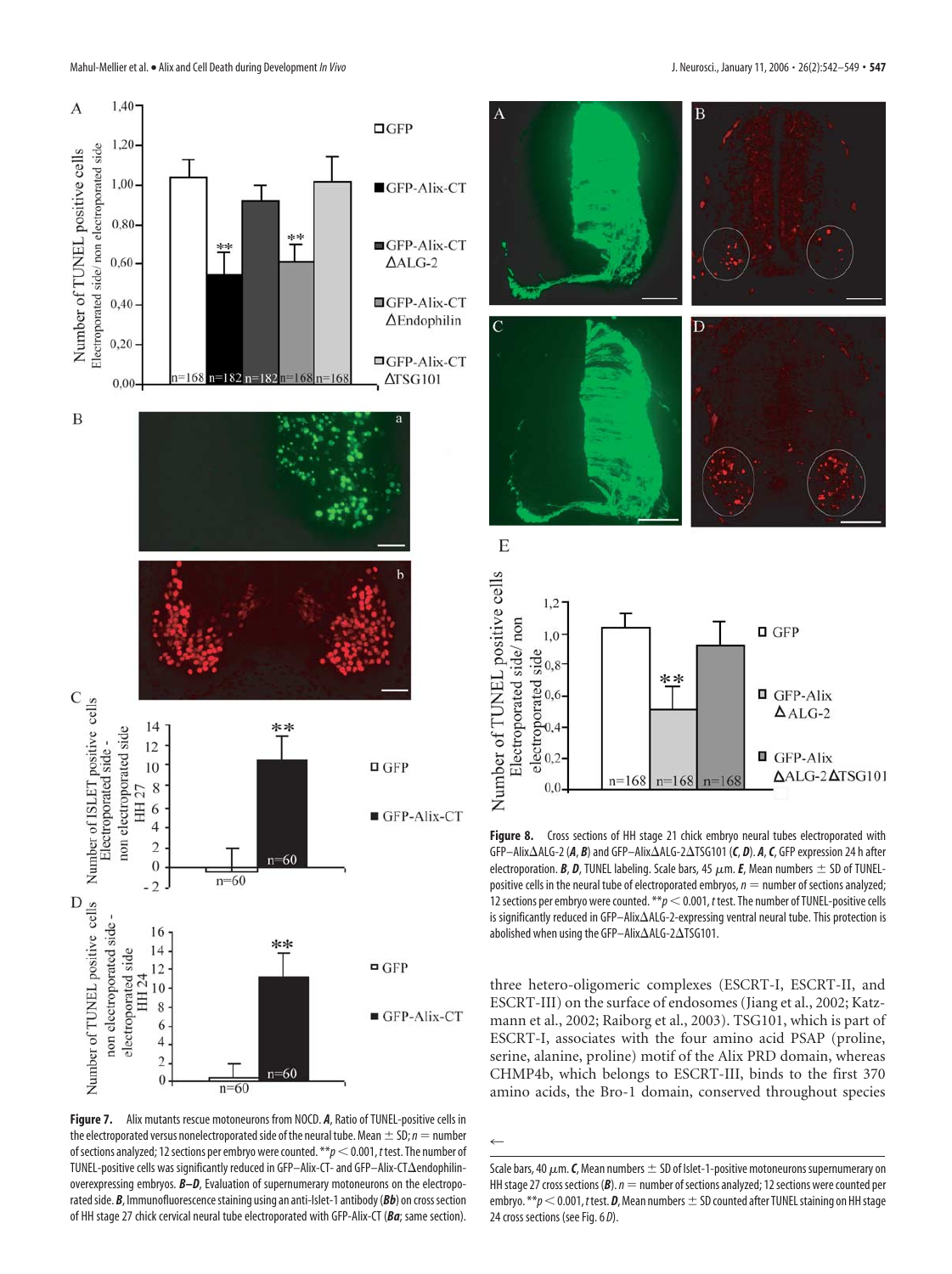**Figure 7.** Alix mutants rescue motoneurons from NOCD. ***A***, Ratio of TUNEL-positive cells in the electroporated versus nonelectroporated side of the neural tube. Mean ± SD; *n* = number of sections analyzed; 12 sections per embryo were counted. **$p < 0.001$, *t* test. The number of TUNEL-positive cells was significantly reduced in GFP–Alix-CT- and GFP–Alix-CTΔendophilin-overexpressing embryos. ***B–D***, Evaluation of supernumerary motoneurons on the electroporated side. ***B***, Immunofluorescence staining using an anti-Islet-1 antibody (***Bb***) on cross section of HH stage 27 chick cervical neural tube electroporated with GFP-Alix-CT (***Ba***; same section). ← Scale bars, 40 μm. ***C***, Mean numbers ± SD of Islet-1-positive motoneurons supernumerary on HH stage 27 cross sections (***B***). *n* = number of sections analyzed; 12 sections were counted per embryo. **$p < 0.001$, *t* test. ***D***, Mean numbers ± SD counted after TUNEL staining on HH stage 24 cross sections (see Fig. 6*D*).

**Figure 8.** Cross sections of HH stage 21 chick embryo neural tubes electroporated with GFP–AlixΔALG-2 (***A***, ***B***) and GFP–AlixΔALG-2ΔTSG101 (***C***, ***D***). ***A***, ***C***, GFP expression 24 h after electroporation. ***B***, ***D***, TUNEL labeling. Scale bars, 45 μm. ***E***, Mean numbers ± SD of TUNEL-positive cells in the neural tube of electroporated embryos, *n* = number of sections analyzed; 12 sections per embryo were counted. **$p < 0.001$, *t* test. The number of TUNEL-positive cells is significantly reduced in GFP–AlixΔALG-2-expressing ventral neural tube. This protection is abolished when using the GFP–AlixΔALG-2ΔTSG101.

three hetero-oligomeric complexes (ESCRT-I, ESCRT-II, and ESCRT-III) on the surface of endosomes (Jiang et al., 2002; Katzmann et al., 2002; Raiborg et al., 2003). TSG101, which is part of ESCRT-I, associates with the four amino acid PSAP (proline, serine, alanine, proline) motif of the Alix PRD domain, whereas CHMP4b, which belongs to ESCRT-III, binds to the first 370 amino acids, the Bro-1 domain, conserved throughout species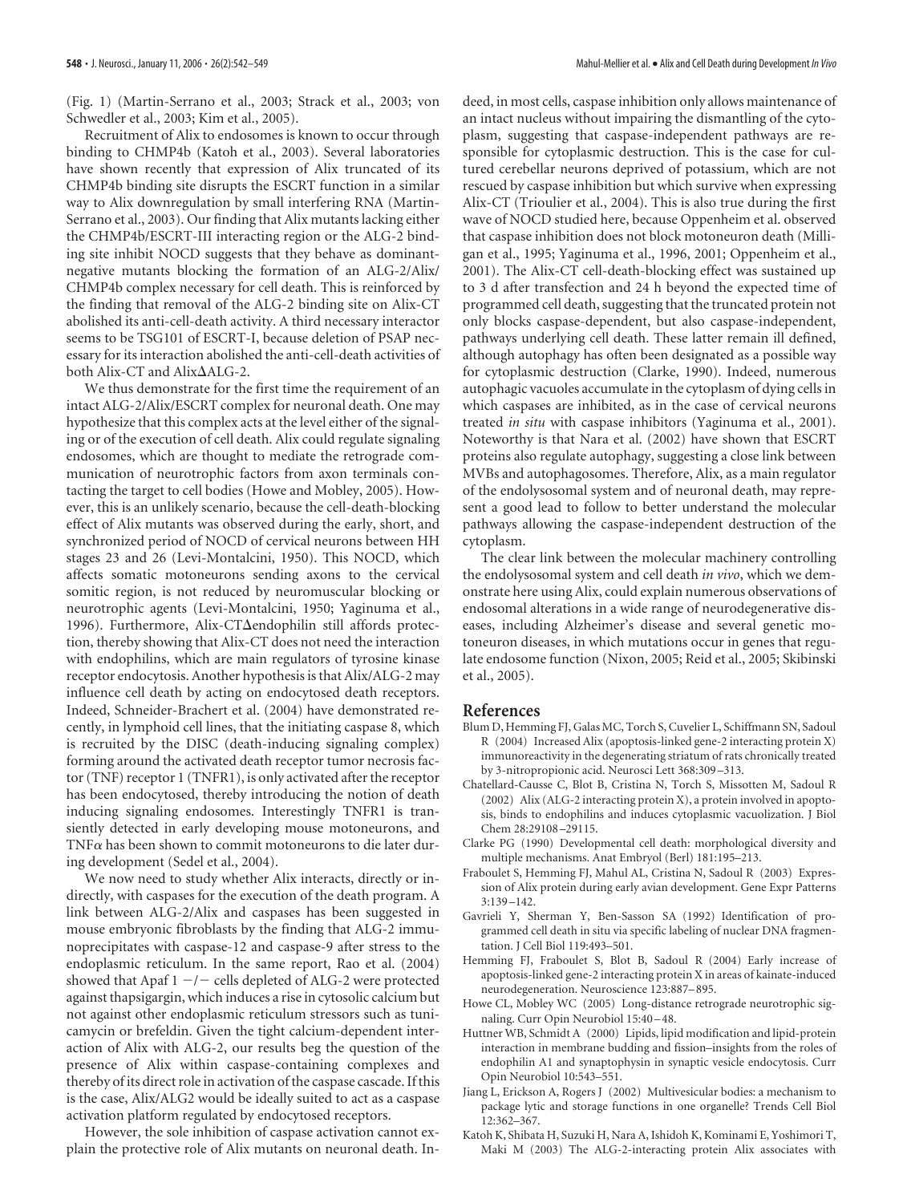(Fig. 1) (Martin-Serrano et al., 2003; Strack et al., 2003; von Schwedler et al., 2003; Kim et al., 2005).

Recruitment of Alix to endosomes is known to occur through binding to CHMP4b (Katoh et al., 2003). Several laboratories have shown recently that expression of Alix truncated of its CHMP4b binding site disrupts the ESCRT function in a similar way to Alix downregulation by small interfering RNA (Martin-Serrano et al., 2003). Our finding that Alix mutants lacking either the CHMP4b/ESCRT-III interacting region or the ALG-2 binding site inhibit NOCD suggests that they behave as dominant-negative mutants blocking the formation of an ALG-2/Alix/CHMP4b complex necessary for cell death. This is reinforced by the finding that removal of the ALG-2 binding site on Alix-CT abolished its anti-cell-death activity. A third necessary interactor seems to be TSG101 of ESCRT-I, because deletion of PSAP necessary for its interaction abolished the anti-cell-death activities of both Alix-CT and AlixΔALG-2.

We thus demonstrate for the first time the requirement of an intact ALG-2/Alix/ESCRT complex for neuronal death. One may hypothesize that this complex acts at the level either of the signaling or of the execution of cell death. Alix could regulate signaling endosomes, which are thought to mediate the retrograde communication of neurotrophic factors from axon terminals contacting the target to cell bodies (Howe and Mobley, 2005). However, this is an unlikely scenario, because the cell-death-blocking effect of Alix mutants was observed during the early, short, and synchronized period of NOCD of cervical neurons between HH stages 23 and 26 (Levi-Montalcini, 1950). This NOCD, which affects somatic motoneurons sending axons to the cervical somitic region, is not reduced by neuromuscular blocking or neurotrophic agents (Levi-Montalcini, 1950; Yaginuma et al., 1996). Furthermore, Alix-CTΔendophilin still affords protection, thereby showing that Alix-CT does not need the interaction with endophilins, which are main regulators of tyrosine kinase receptor endocytosis. Another hypothesis is that Alix/ALG-2 may influence cell death by acting on endocytosed death receptors. Indeed, Schneider-Brachert et al. (2004) have demonstrated recently, in lymphoid cell lines, that the initiating caspase 8, which is recruited by the DISC (death-inducing signaling complex) forming around the activated death receptor tumor necrosis factor (TNF) receptor 1 (TNFR1), is only activated after the receptor has been endocytosed, thereby introducing the notion of death inducing signaling endosomes. Interestingly TNFR1 is transiently detected in early developing mouse motoneurons, and TNFα has been shown to commit motoneurons to die later during development (Sedel et al., 2004).

We now need to study whether Alix interacts, directly or indirectly, with caspases for the execution of the death program. A link between ALG-2/Alix and caspases has been suggested in mouse embryonic fibroblasts by the finding that ALG-2 immunoprecipitates with caspase-12 and caspase-9 after stress to the endoplasmic reticulum. In the same report, Rao et al. (2004) showed that Apaf 1 −/− cells depleted of ALG-2 were protected against thapsigargin, which induces a rise in cytosolic calcium but not against other endoplasmic reticulum stressors such as tunicamycin or brefeldin. Given the tight calcium-dependent interaction of Alix with ALG-2, our results beg the question of the presence of Alix within caspase-containing complexes and thereby of its direct role in activation of the caspase cascade. If this is the case, Alix/ALG2 would be ideally suited to act as a caspase activation platform regulated by endocytosed receptors.

However, the sole inhibition of caspase activation cannot explain the protective role of Alix mutants on neuronal death. Indeed, in most cells, caspase inhibition only allows maintenance of an intact nucleus without impairing the dismantling of the cytoplasm, suggesting that caspase-independent pathways are responsible for cytoplasmic destruction. This is the case for cultured cerebellar neurons deprived of potassium, which are not rescued by caspase inhibition but which survive when expressing Alix-CT (Trioulier et al., 2004). This is also true during the first wave of NOCD studied here, because Oppenheim et al. observed that caspase inhibition does not block motoneuron death (Milligan et al., 1995; Yaginuma et al., 1996, 2001; Oppenheim et al., 2001). The Alix-CT cell-death-blocking effect was sustained up to 3 d after transfection and 24 h beyond the expected time of programmed cell death, suggesting that the truncated protein not only blocks caspase-dependent, but also caspase-independent, pathways underlying cell death. These latter remain ill defined, although autophagy has often been designated as a possible way for cytoplasmic destruction (Clarke, 1990). Indeed, numerous autophagic vacuoles accumulate in the cytoplasm of dying cells in which caspases are inhibited, as in the case of cervical neurons treated *in situ* with caspase inhibitors (Yaginuma et al., 2001). Noteworthy is that Nara et al. (2002) have shown that ESCRT proteins also regulate autophagy, suggesting a close link between MVBs and autophagosomes. Therefore, Alix, as a main regulator of the endolysosomal system and of neuronal death, may represent a good lead to follow to better understand the molecular pathways allowing the caspase-independent destruction of the cytoplasm.

The clear link between the molecular machinery controlling the endolysosomal system and cell death *in vivo*, which we demonstrate here using Alix, could explain numerous observations of endosomal alterations in a wide range of neurodegenerative diseases, including Alzheimer's disease and several genetic motoneuron diseases, in which mutations occur in genes that regulate endosome function (Nixon, 2005; Reid et al., 2005; Skibinski et al., 2005).

## References

Blum D, Hemming FJ, Galas MC, Torch S, Cuvelier L, Schiffmann SN, Sadoul R (2004) Increased Alix (apoptosis-linked gene-2 interacting protein X) immunoreactivity in the degenerating striatum of rats chronically treated by 3-nitropropionic acid. Neurosci Lett 368:309–313.

Chatellard-Causse C, Blot B, Cristina N, Torch S, Missotten M, Sadoul R (2002) Alix (ALG-2 interacting protein X), a protein involved in apoptosis, binds to endophilins and induces cytoplasmic vacuolization. J Biol Chem 28:29108–29115.

Clarke PG (1990) Developmental cell death: morphological diversity and multiple mechanisms. Anat Embryol (Berl) 181:195–213.

Fraboulet S, Hemming FJ, Mahul AL, Cristina N, Sadoul R (2003) Expression of Alix protein during early avian development. Gene Expr Patterns 3:139–142.

Gavrieli Y, Sherman Y, Ben-Sasson SA (1992) Identification of programmed cell death in situ via specific labeling of nuclear DNA fragmentation. J Cell Biol 119:493–501.

Hemming FJ, Fraboulet S, Blot B, Sadoul R (2004) Early increase of apoptosis-linked gene-2 interacting protein X in areas of kainate-induced neurodegeneration. Neuroscience 123:887–895.

Howe CL, Mobley WC (2005) Long-distance retrograde neurotrophic signaling. Curr Opin Neurobiol 15:40–48.

Huttner WB, Schmidt A (2000) Lipids, lipid modification and lipid-protein interaction in membrane budding and fission–insights from the roles of endophilin A1 and synaptophysin in synaptic vesicle endocytosis. Curr Opin Neurobiol 10:543–551.

Jiang L, Erickson A, Rogers J (2002) Multivesicular bodies: a mechanism to package lytic and storage functions in one organelle? Trends Cell Biol 12:362–367.

Katoh K, Shibata H, Suzuki H, Nara A, Ishidoh K, Kominami E, Yoshimori T, Maki M (2003) The ALG-2-interacting protein Alix associates with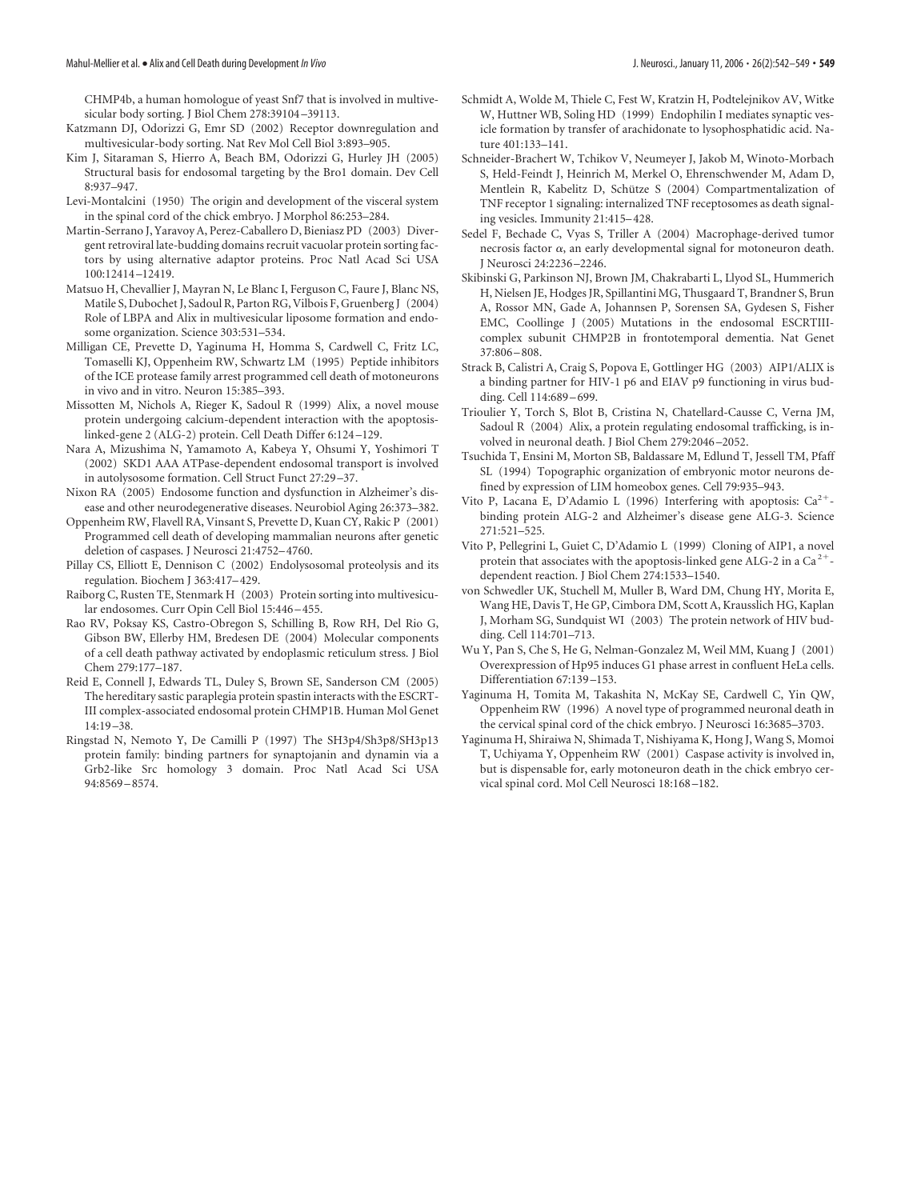CHMP4b, a human homologue of yeast Snf7 that is involved in multivesicular body sorting. J Biol Chem 278:39104–39113.

Katzmann DJ, Odorizzi G, Emr SD (2002) Receptor downregulation and multivesicular-body sorting. Nat Rev Mol Cell Biol 3:893–905.

Kim J, Sitaraman S, Hierro A, Beach BM, Odorizzi G, Hurley JH (2005) Structural basis for endosomal targeting by the Bro1 domain. Dev Cell 8:937–947.

Levi-Montalcini (1950) The origin and development of the visceral system in the spinal cord of the chick embryo. J Morphol 86:253–284.

Martin-Serrano J, Yaravoy A, Perez-Caballero D, Bieniasz PD (2003) Divergent retroviral late-budding domains recruit vacuolar protein sorting factors by using alternative adaptor proteins. Proc Natl Acad Sci USA 100:12414–12419.

Matsuo H, Chevallier J, Mayran N, Le Blanc I, Ferguson C, Faure J, Blanc NS, Matile S, Dubochet J, Sadoul R, Parton RG, Vilbois F, Gruenberg J (2004) Role of LBPA and Alix in multivesicular liposome formation and endosome organization. Science 303:531–534.

Milligan CE, Prevette D, Yaginuma H, Homma S, Cardwell C, Fritz LC, Tomaselli KJ, Oppenheim RW, Schwartz LM (1995) Peptide inhibitors of the ICE protease family arrest programmed cell death of motoneurons in vivo and in vitro. Neuron 15:385–393.

Missotten M, Nichols A, Rieger K, Sadoul R (1999) Alix, a novel mouse protein undergoing calcium-dependent interaction with the apoptosis-linked-gene 2 (ALG-2) protein. Cell Death Differ 6:124–129.

Nara A, Mizushima N, Yamamoto A, Kabeya Y, Ohsumi Y, Yoshimori T (2002) SKD1 AAA ATPase-dependent endosomal transport is involved in autolysosome formation. Cell Struct Funct 27:29–37.

Nixon RA (2005) Endosome function and dysfunction in Alzheimer's disease and other neurodegenerative diseases. Neurobiol Aging 26:373–382.

Oppenheim RW, Flavell RA, Vinsant S, Prevette D, Kuan CY, Rakic P (2001) Programmed cell death of developing mammalian neurons after genetic deletion of caspases. J Neurosci 21:4752–4760.

Pillay CS, Elliott E, Dennison C (2002) Endolysosomal proteolysis and its regulation. Biochem J 363:417–429.

Raiborg C, Rusten TE, Stenmark H (2003) Protein sorting into multivesicular endosomes. Curr Opin Cell Biol 15:446–455.

Rao RV, Poksay KS, Castro-Obregon S, Schilling B, Row RH, Del Rio G, Gibson BW, Ellerby HM, Bredesen DE (2004) Molecular components of a cell death pathway activated by endoplasmic reticulum stress. J Biol Chem 279:177–187.

Reid E, Connell J, Edwards TL, Duley S, Brown SE, Sanderson CM (2005) The hereditary sastic paraplegia protein spastin interacts with the ESCRT-III complex-associated endosomal protein CHMP1B. Human Mol Genet 14:19–38.

Ringstad N, Nemoto Y, De Camilli P (1997) The SH3p4/Sh3p8/SH3p13 protein family: binding partners for synaptojanin and dynamin via a Grb2-like Src homology 3 domain. Proc Natl Acad Sci USA 94:8569–8574.

Schmidt A, Wolde M, Thiele C, Fest W, Kratzin H, Podtelejnikov AV, Witke W, Huttner WB, Soling HD (1999) Endophilin I mediates synaptic vesicle formation by transfer of arachidonate to lysophosphatidic acid. Nature 401:133–141.

Schneider-Brachert W, Tchikov V, Neumeyer J, Jakob M, Winoto-Morbach S, Held-Feindt J, Heinrich M, Merkel O, Ehrenschwender M, Adam D, Mentlein R, Kabelitz D, Schütze S (2004) Compartmentalization of TNF receptor 1 signaling: internalized TNF receptosomes as death signaling vesicles. Immunity 21:415–428.

Sedel F, Bechade C, Vyas S, Triller A (2004) Macrophage-derived tumor necrosis factor α, an early developmental signal for motoneuron death. J Neurosci 24:2236–2246.

Skibinski G, Parkinson NJ, Brown JM, Chakrabarti L, Llyod SL, Hummerich H, Nielsen JE, Hodges JR, Spillantini MG, Thusgaard T, Brandner S, Brun A, Rossor MN, Gade A, Johannsen P, Sorensen SA, Gydesen S, Fisher EMC, Coollinge J (2005) Mutations in the endosomal ESCRTIII-complex subunit CHMP2B in frontotemporal dementia. Nat Genet 37:806–808.

Strack B, Calistri A, Craig S, Popova E, Gottlinger HG (2003) AIP1/ALIX is a binding partner for HIV-1 p6 and EIAV p9 functioning in virus budding. Cell 114:689–699.

Trioulier Y, Torch S, Blot B, Cristina N, Chatellard-Causse C, Verna JM, Sadoul R (2004) Alix, a protein regulating endosomal trafficking, is involved in neuronal death. J Biol Chem 279:2046–2052.

Tsuchida T, Ensini M, Morton SB, Baldassare M, Edlund T, Jessell TM, Pfaff SL (1994) Topographic organization of embryonic motor neurons defined by expression of LIM homeobox genes. Cell 79:935–943.

Vito P, Lacana E, D'Adamio L (1996) Interfering with apoptosis: $Ca^{2+}$-binding protein ALG-2 and Alzheimer's disease gene ALG-3. Science 271:521–525.

Vito P, Pellegrini L, Guiet C, D'Adamio L (1999) Cloning of AIP1, a novel protein that associates with the apoptosis-linked gene ALG-2 in a $Ca^{2+}$-dependent reaction. J Biol Chem 274:1533–1540.

von Schwedler UK, Stuchell M, Muller B, Ward DM, Chung HY, Morita E, Wang HE, Davis T, He GP, Cimbora DM, Scott A, Krausslich HG, Kaplan J, Morham SG, Sundquist WI (2003) The protein network of HIV budding. Cell 114:701–713.

Wu Y, Pan S, Che S, He G, Nelman-Gonzalez M, Weil MM, Kuang J (2001) Overexpression of Hp95 induces G1 phase arrest in confluent HeLa cells. Differentiation 67:139–153.

Yaginuma H, Tomita M, Takashita N, McKay SE, Cardwell C, Yin QW, Oppenheim RW (1996) A novel type of programmed neuronal death in the cervical spinal cord of the chick embryo. J Neurosci 16:3685–3703.

Yaginuma H, Shiraiwa N, Shimada T, Nishiyama K, Hong J, Wang S, Momoi T, Uchiyama Y, Oppenheim RW (2001) Caspase activity is involved in, but is dispensable for, early motoneuron death in the chick embryo cervical spinal cord. Mol Cell Neurosci 18:168–182.